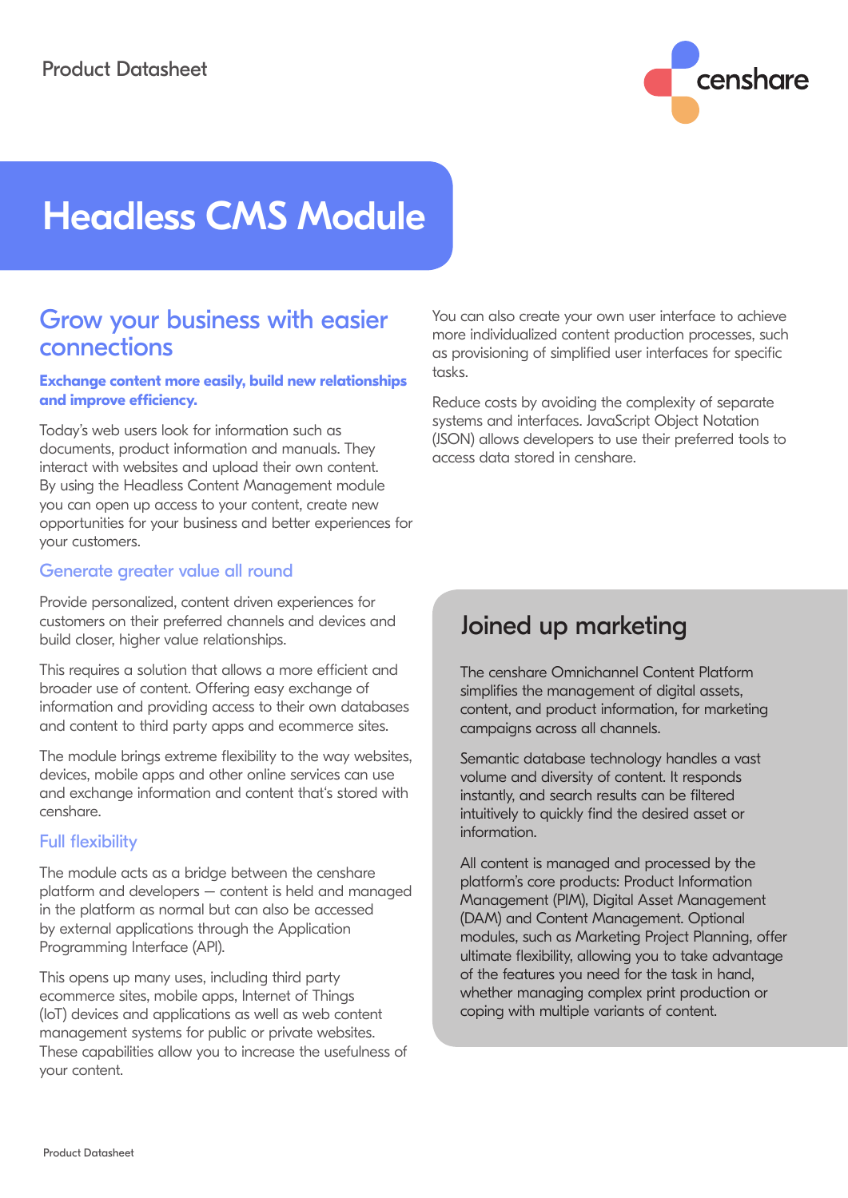# Headless CMS Module

## Grow your business with easier connections

**Exchange content more easily, build new relationships and improve efficiency.**

Today's web users look for information such as documents, product information and manuals. They interact with websites and upload their own content. By using the Headless Content Management module you can open up access to your content, create new opportunities for your business and better experiences for your customers.

### Generate greater value all round

Provide personalized, content driven experiences for customers on their preferred channels and devices and build closer, higher value relationships.

This requires a solution that allows a more efficient and broader use of content. Offering easy exchange of information and providing access to their own databases and content to third party apps and ecommerce sites.

The module brings extreme flexibility to the way websites, devices, mobile apps and other online services can use and exchange information and content that's stored with censhare.

### Full flexibility

The module acts as a bridge between the censhare platform and developers – content is held and managed in the platform as normal but can also be accessed by external applications through the Application Programming Interface (API).

This opens up many uses, including third party ecommerce sites, mobile apps, Internet of Things (IoT) devices and applications as well as web content management systems for public or private websites. These capabilities allow you to increase the usefulness of your content.

You can also create your own user interface to achieve more individualized content production processes, such as provisioning of simplified user interfaces for specific tasks.

Reduce costs by avoiding the complexity of separate systems and interfaces. JavaScript Object Notation (JSON) allows developers to use their preferred tools to access data stored in censhare.

## Joined up marketing

The censhare Omnichannel Content Platform simplifies the management of digital assets, content, and product information, for marketing campaigns across all channels.

Semantic database technology handles a vast volume and diversity of content. It responds instantly, and search results can be filtered intuitively to quickly find the desired asset or information.

All content is managed and processed by the platform's core products: Product Information Management (PIM), Digital Asset Management (DAM) and Content Management. Optional modules, such as Marketing Project Planning, offer ultimate flexibility, allowing you to take advantage of the features you need for the task in hand, whether managing complex print production or coping with multiple variants of content.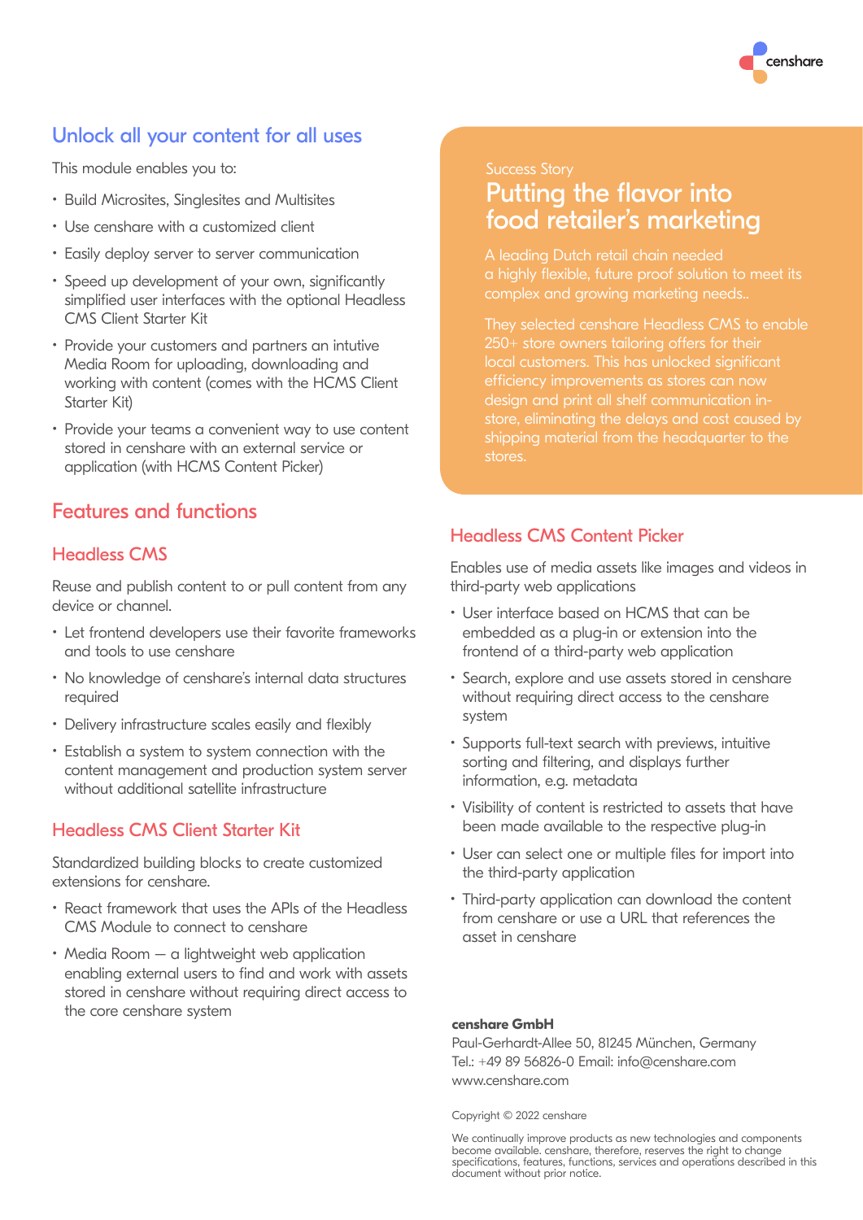## Unlock all your content for all uses

This module enables you to:

- Build Microsites, Singlesites and Multisites
- Use censhare with a customized client
- Easily deploy server to server communication
- Speed up development of your own, significantly simplified user interfaces with the optional Headless CMS Client Starter Kit
- Provide your customers and partners an intutive Media Room for uploading, downloading and working with content (comes with the HCMS Client Starter Kit)
- Provide your teams a convenient way to use content stored in censhare with an external service or application (with HCMS Content Picker)

## Features and functions

### Headless CMS

Reuse and publish content to or pull content from any device or channel.

- Let frontend developers use their favorite frameworks and tools to use censhare
- No knowledge of censhare's internal data structures required
- Delivery infrastructure scales easily and flexibly
- Establish a system to system connection with the content management and production system server without additional satellite infrastructure

### Headless CMS Client Starter Kit

Standardized building blocks to create customized extensions for censhare.

- React framework that uses the APIs of the Headless CMS Module to connect to censhare
- Media Room — a lightweight web application enabling external users to find and work with assets stored in censhare without requiring direct access to the core censhare system

Success Story

## Putting the flavor into food retailer's marketing

A leading Dutch retail chain needed a highly flexible, future proof solution to meet its complex and growing marketing needs..

They selected censhare Headless CMS to enable 250+ store owners tailoring offers for their local customers. This has unlocked significant efficiency improvements as stores can now design and print all shelf communication in-store, eliminating the delays and cost caused by shipping material from the headquarter to the stores.

### Headless CMS Content Picker

Enables use of media assets like images and videos in third-party web applications

- User interface based on HCMS that can be embedded as a plug-in or extension into the frontend of a third-party web application
- Search, explore and use assets stored in censhare without requiring direct access to the censhare system
- Supports full-text search with previews, intuitive sorting and filtering, and displays further information, e.g. metadata
- Visibility of content is restricted to assets that have been made available to the respective plug-in
- User can select one or multiple files for import into the third-party application
- Third-party application can download the content from censhare or use a URL that references the asset in censhare

**censhare GmbH**
Paul-Gerhardt-Allee 50, 81245 München, Germany
Tel.: +49 89 56826-0 Email: info@censhare.com
www.censhare.com

Copyright © 2022 censhare

We continually improve products as new technologies and components become available. censhare, therefore, reserves the right to change specifications, features, functions, services and operations described in this document without prior notice.